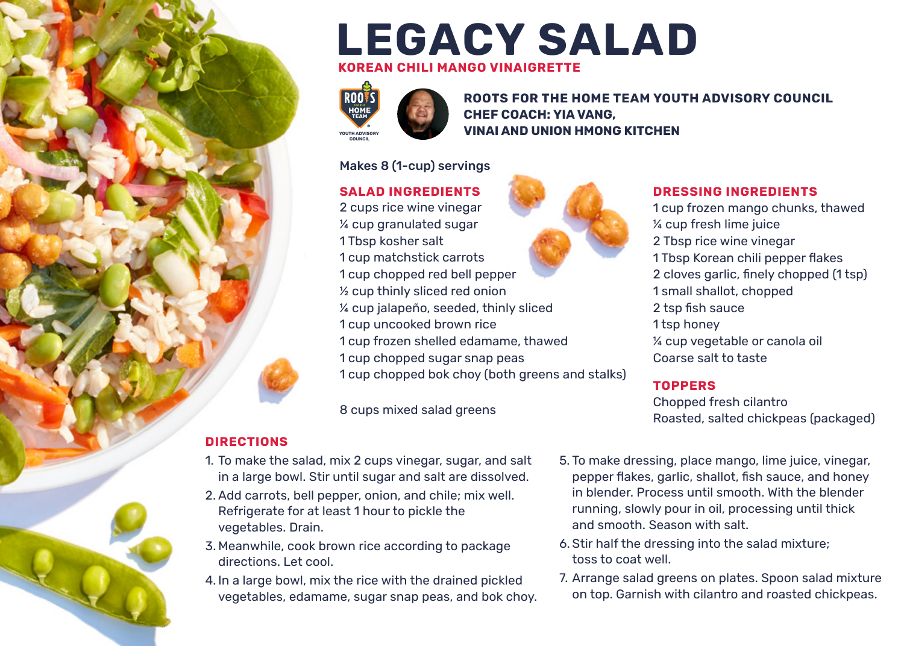# LEGACY SALAD

## KOREAN CHILI MANGO VINAIGRETTE

YOUTH ADVISORY COUNCIL

**ROOTS FOR THE HOME TEAM YOUTH ADVISORY COUNCIL**
**CHEF COACH: YIA VANG,**
**VINAI AND UNION HMONG KITCHEN**

Makes 8 (1-cup) servings

### SALAD INGREDIENTS

2 cups rice wine vinegar
¼ cup granulated sugar
1 Tbsp kosher salt
1 cup matchstick carrots
1 cup chopped red bell pepper
½ cup thinly sliced red onion
¼ cup jalapeño, seeded, thinly sliced
1 cup uncooked brown rice
1 cup frozen shelled edamame, thawed
1 cup chopped sugar snap peas
1 cup chopped bok choy (both greens and stalks)

8 cups mixed salad greens

### DRESSING INGREDIENTS

1 cup frozen mango chunks, thawed
¼ cup fresh lime juice
2 Tbsp rice wine vinegar
1 Tbsp Korean chili pepper flakes
2 cloves garlic, finely chopped (1 tsp)
1 small shallot, chopped
2 tsp fish sauce
1 tsp honey
¼ cup vegetable or canola oil
Coarse salt to taste

### TOPPERS

Chopped fresh cilantro
Roasted, salted chickpeas (packaged)

### DIRECTIONS

1. To make the salad, mix 2 cups vinegar, sugar, and salt in a large bowl. Stir until sugar and salt are dissolved.
2. Add carrots, bell pepper, onion, and chile; mix well. Refrigerate for at least 1 hour to pickle the vegetables. Drain.
3. Meanwhile, cook brown rice according to package directions. Let cool.
4. In a large bowl, mix the rice with the drained pickled vegetables, edamame, sugar snap peas, and bok choy.
5. To make dressing, place mango, lime juice, vinegar, pepper flakes, garlic, shallot, fish sauce, and honey in blender. Process until smooth. With the blender running, slowly pour in oil, processing until thick and smooth. Season with salt.
6. Stir half the dressing into the salad mixture; toss to coat well.
7. Arrange salad greens on plates. Spoon salad mixture on top. Garnish with cilantro and roasted chickpeas.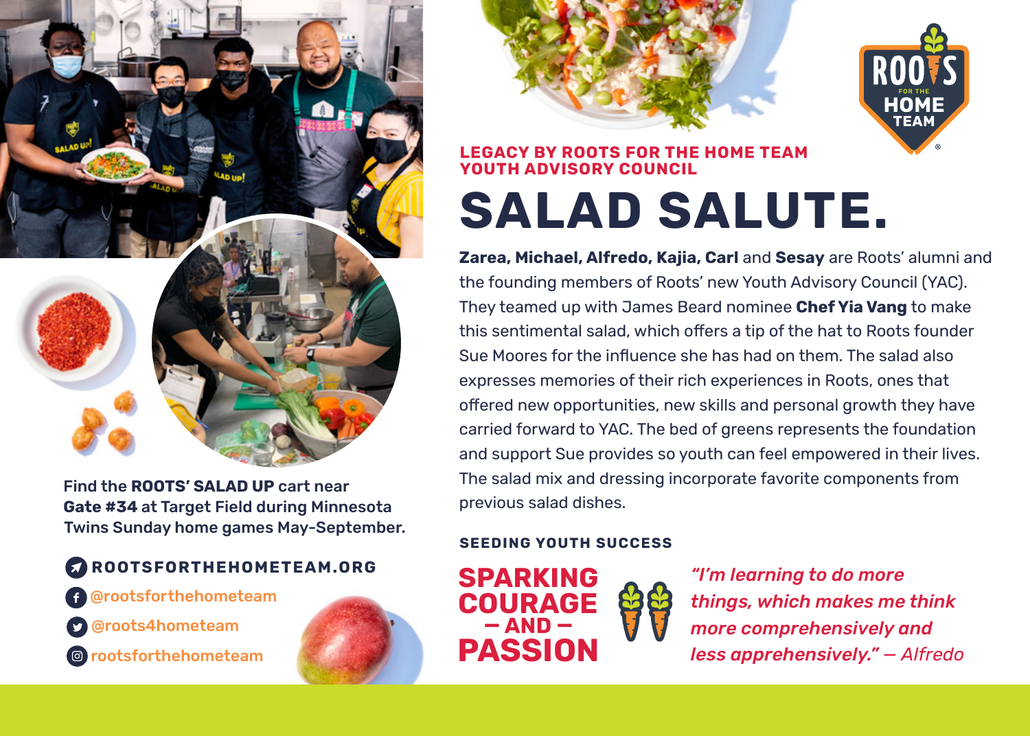**LEGACY BY ROOTS FOR THE HOME TEAM YOUTH ADVISORY COUNCIL**

# SALAD SALUTE.

**Zarea, Michael, Alfredo, Kajia, Carl** and **Sesay** are Roots' alumni and the founding members of Roots' new Youth Advisory Council (YAC). They teamed up with James Beard nominee **Chef Yia Vang** to make this sentimental salad, which offers a tip of the hat to Roots founder Sue Moores for the influence she has had on them. The salad also expresses memories of their rich experiences in Roots, ones that offered new opportunities, new skills and personal growth they have carried forward to YAC. The bed of greens represents the foundation and support Sue provides so youth can feel empowered in their lives. The salad mix and dressing incorporate favorite components from previous salad dishes.

### SEEDING YOUTH SUCCESS

**SPARKING COURAGE – AND – PASSION**

*"I'm learning to do more things, which makes me think more comprehensively and less apprehensively." – Alfredo*

Find the **ROOTS' SALAD UP** cart near **Gate #34** at Target Field during Minnesota Twins Sunday home games May-September.

**ROOTSFORTHEHOMETEAM.ORG**

@rootsforthehometeam

@roots4hometeam

rootsforthehometeam